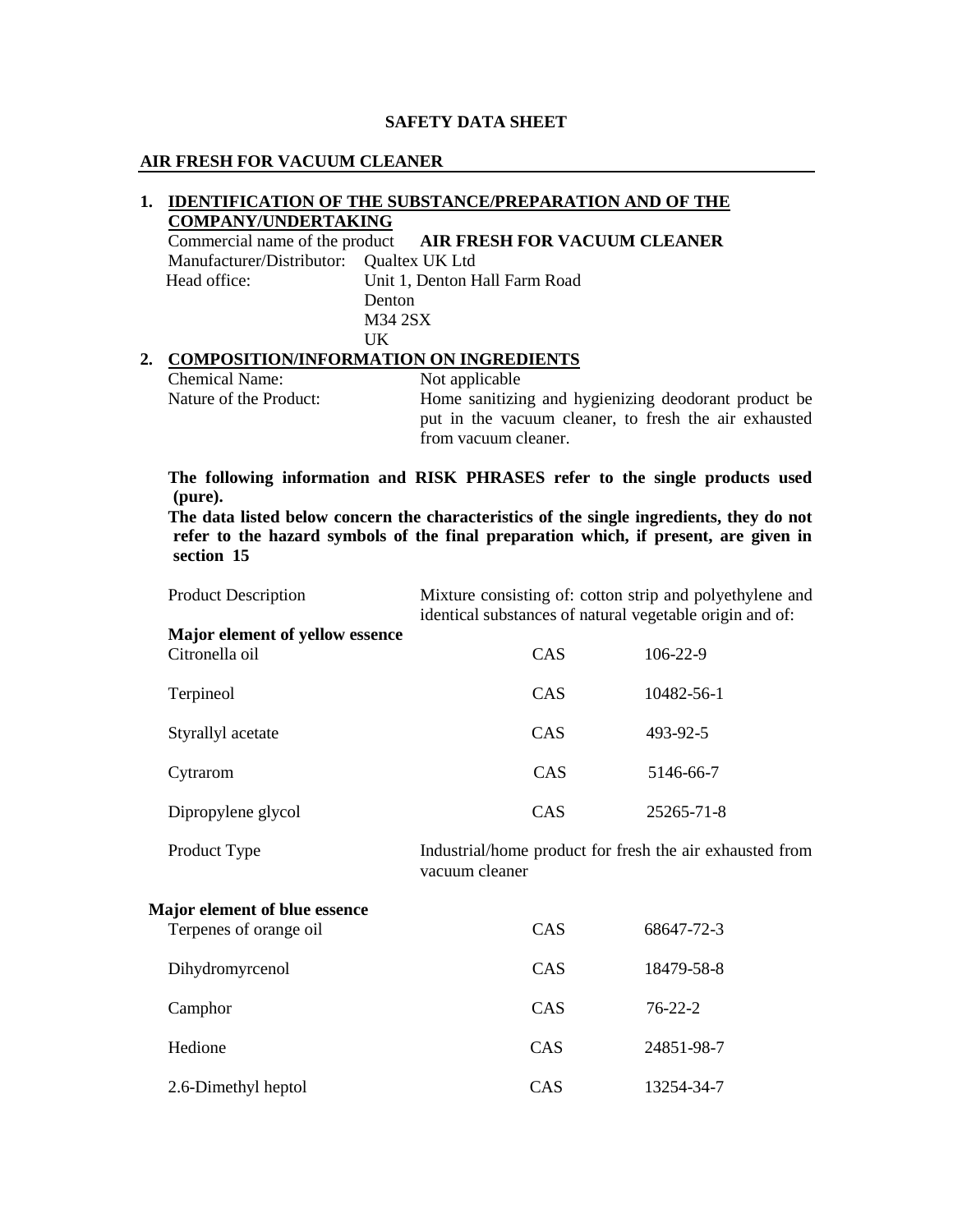# SAFETY DATA SHEET

## AIR FRESH FOR VACUUM CLEANER

### 1. IDENTIFICATION OF THE SUBSTANCE/PREPARATION AND OF THE COMPANY/UNDERTAKING

Commercial name of the product **AIR FRESH FOR VACUUM CLEANER**

Manufacturer/Distributor: Qualtex UK Ltd

Head office: Unit 1, Denton Hall Farm Road
Denton
M34 2SX
UK

### 2. COMPOSITION/INFORMATION ON INGREDIENTS

Chemical Name: Not applicable

Nature of the Product: Home sanitizing and hygienizing deodorant product be put in the vacuum cleaner, to fresh the air exhausted from vacuum cleaner.

**The following information and RISK PHRASES refer to the single products used (pure).**

**The data listed below concern the characteristics of the single ingredients, they do not refer to the hazard symbols of the final preparation which, if present, are given in section 15**

Product Description: Mixture consisting of: cotton strip and polyethylene and identical substances of natural vegetable origin and of:

**Major element of yellow essence**

| | | |
|---|---|---|
| Citronella oil | CAS | 106-22-9 |
| Terpineol | CAS | 10482-56-1 |
| Styrallyl acetate | CAS | 493-92-5 |
| Cytrarom | CAS | 5146-66-7 |
| Dipropylene glycol | CAS | 25265-71-8 |

Product Type: Industrial/home product for fresh the air exhausted from vacuum cleaner

**Major element of blue essence**

| | | |
|---|---|---|
| Terpenes of orange oil | CAS | 68647-72-3 |
| Dihydromyrcenol | CAS | 18479-58-8 |
| Camphor | CAS | 76-22-2 |
| Hedione | CAS | 24851-98-7 |
| 2.6-Dimethyl heptol | CAS | 13254-34-7 |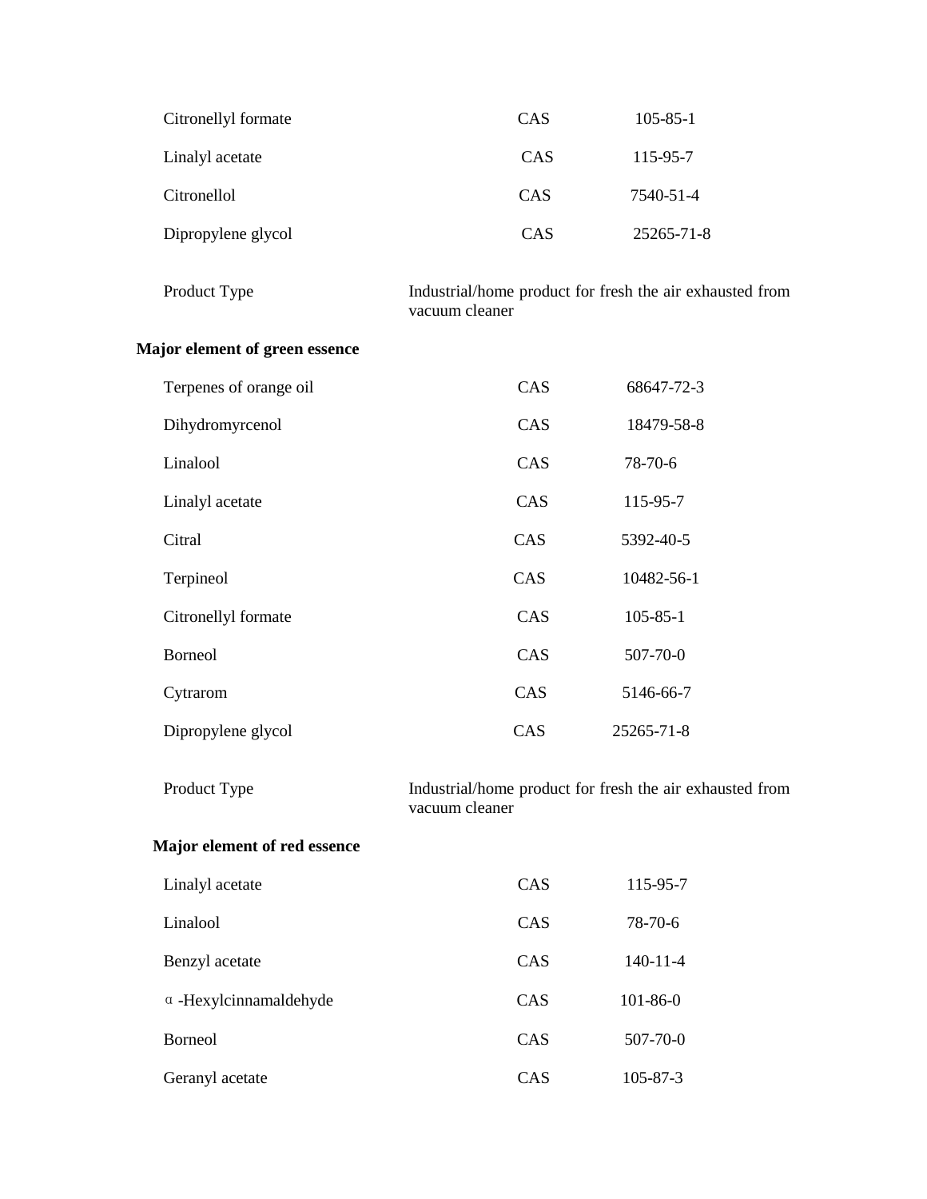| | | |
|---|---|---|
| Citronellyl formate | CAS | 105-85-1 |
| Linalyl acetate | CAS | 115-95-7 |
| Citronellol | CAS | 7540-51-4 |
| Dipropylene glycol | CAS | 25265-71-8 |

| | |
|---|---|
| Product Type | Industrial/home product for fresh the air exhausted from vacuum cleaner |

**Major element of green essence**

| | | |
|---|---|---|
| Terpenes of orange oil | CAS | 68647-72-3 |
| Dihydromyrcenol | CAS | 18479-58-8 |
| Linalool | CAS | 78-70-6 |
| Linalyl acetate | CAS | 115-95-7 |
| Citral | CAS | 5392-40-5 |
| Terpineol | CAS | 10482-56-1 |
| Citronellyl formate | CAS | 105-85-1 |
| Borneol | CAS | 507-70-0 |
| Cytrarom | CAS | 5146-66-7 |
| Dipropylene glycol | CAS | 25265-71-8 |

| | |
|---|---|
| Product Type | Industrial/home product for fresh the air exhausted from vacuum cleaner |

**Major element of red essence**

| | | |
|---|---|---|
| Linalyl acetate | CAS | 115-95-7 |
| Linalool | CAS | 78-70-6 |
| Benzyl acetate | CAS | 140-11-4 |
| α-Hexylcinnamaldehyde | CAS | 101-86-0 |
| Borneol | CAS | 507-70-0 |
| Geranyl acetate | CAS | 105-87-3 |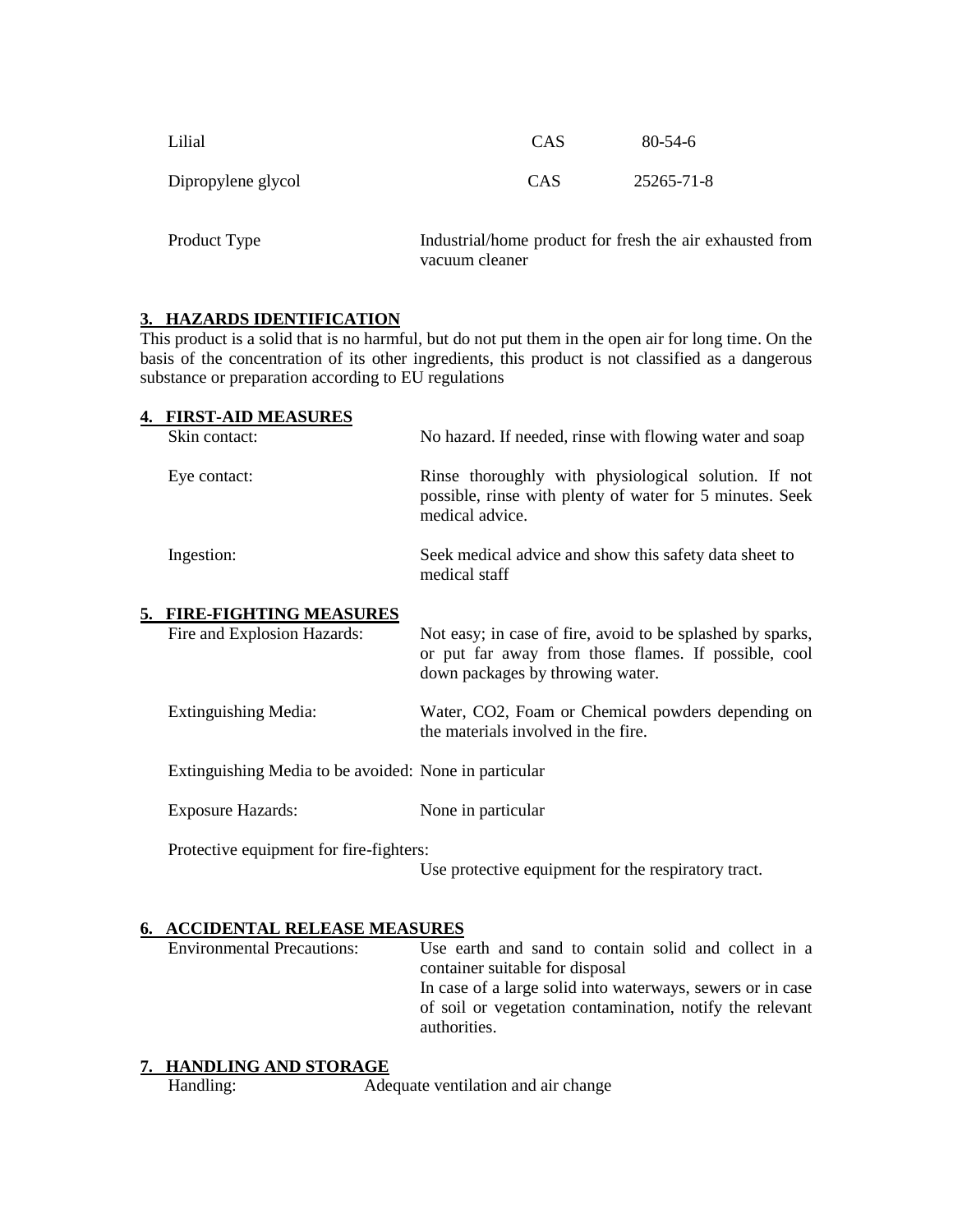| | | |
|---|---|---|
| Lilial | CAS | 80-54-6 |
| Dipropylene glycol | CAS | 25265-71-8 |

Product Type: Industrial/home product for fresh the air exhausted from vacuum cleaner

## 3. HAZARDS IDENTIFICATION

This product is a solid that is no harmful, but do not put them in the open air for long time. On the basis of the concentration of its other ingredients, this product is not classified as a dangerous substance or preparation according to EU regulations

## 4. FIRST-AID MEASURES

Skin contact: No hazard. If needed, rinse with flowing water and soap

Eye contact: Rinse thoroughly with physiological solution. If not possible, rinse with plenty of water for 5 minutes. Seek medical advice.

Ingestion: Seek medical advice and show this safety data sheet to medical staff

## 5. FIRE-FIGHTING MEASURES

Fire and Explosion Hazards: Not easy; in case of fire, avoid to be splashed by sparks, or put far away from those flames. If possible, cool down packages by throwing water.

Extinguishing Media: Water, $CO_2$, Foam or Chemical powders depending on the materials involved in the fire.

Extinguishing Media to be avoided: None in particular

Exposure Hazards: None in particular

Protective equipment for fire-fighters:
Use protective equipment for the respiratory tract.

## 6. ACCIDENTAL RELEASE MEASURES

Environmental Precautions: Use earth and sand to contain solid and collect in a container suitable for disposal
In case of a large solid into waterways, sewers or in case of soil or vegetation contamination, notify the relevant authorities.

## 7. HANDLING AND STORAGE

Handling: Adequate ventilation and air change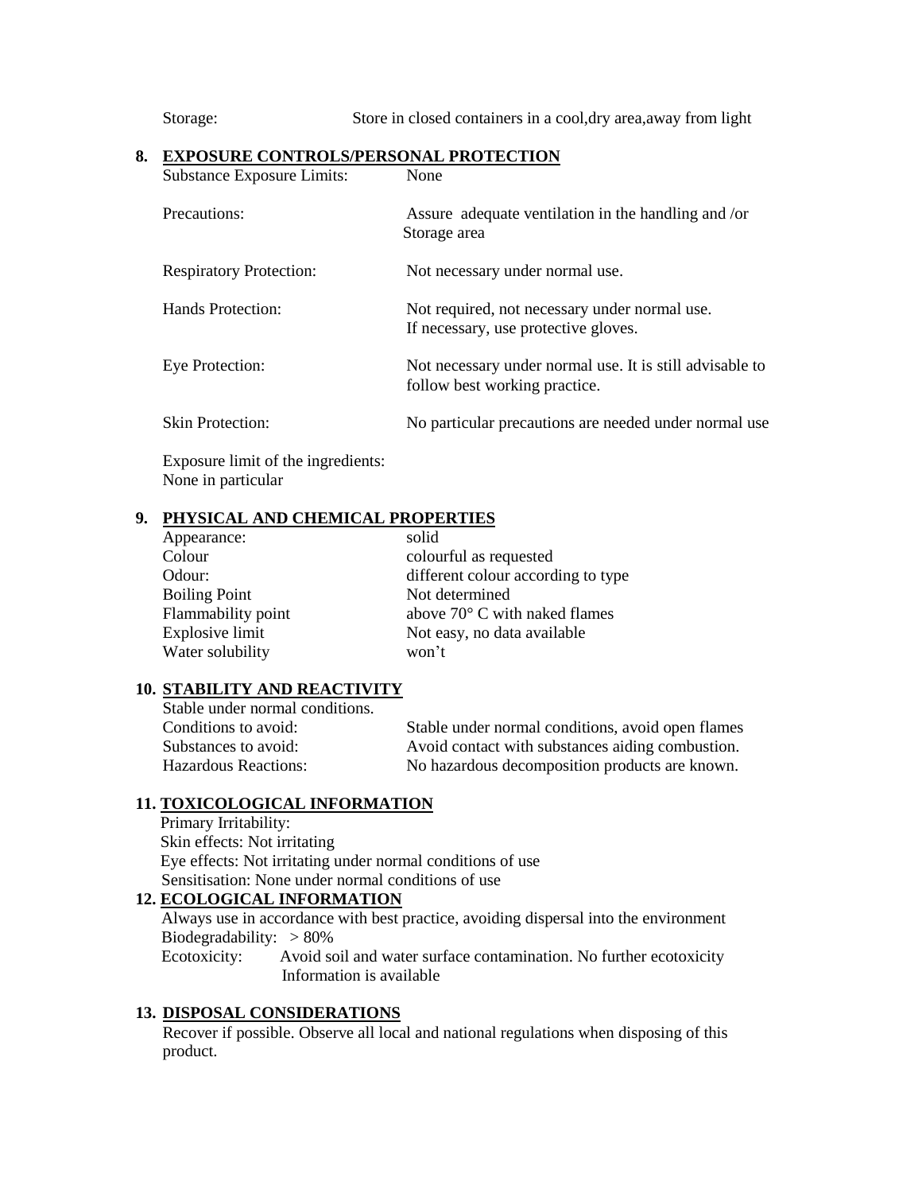Storage: Store in closed containers in a cool,dry area,away from light

## 8. EXPOSURE CONTROLS/PERSONAL PROTECTION

| | |
|---|---|
| Substance Exposure Limits: | None |
| Precautions: | Assure adequate ventilation in the handling and /or Storage area |
| Respiratory Protection: | Not necessary under normal use. |
| Hands Protection: | Not required, not necessary under normal use. If necessary, use protective gloves. |
| Eye Protection: | Not necessary under normal use. It is still advisable to follow best working practice. |
| Skin Protection: | No particular precautions are needed under normal use |

Exposure limit of the ingredients:
None in particular

## 9. PHYSICAL AND CHEMICAL PROPERTIES

| | |
|---|---|
| Appearance: | solid |
| Colour | colourful as requested |
| Odour: | different colour according to type |
| Boiling Point | Not determined |
| Flammability point | above 70° C with naked flames |
| Explosive limit | Not easy, no data available |
| Water solubility | won't |

## 10. STABILITY AND REACTIVITY

Stable under normal conditions.

| | |
|---|---|
| Conditions to avoid: | Stable under normal conditions, avoid open flames |
| Substances to avoid: | Avoid contact with substances aiding combustion. |
| Hazardous Reactions: | No hazardous decomposition products are known. |

## 11. TOXICOLOGICAL INFORMATION

Primary Irritability:
Skin effects: Not irritating
Eye effects: Not irritating under normal conditions of use
Sensitisation: None under normal conditions of use

## 12. ECOLOGICAL INFORMATION

Always use in accordance with best practice, avoiding dispersal into the environment
Biodegradability: > 80%
Ecotoxicity: Avoid soil and water surface contamination. No further ecotoxicity Information is available

## 13. DISPOSAL CONSIDERATIONS

Recover if possible. Observe all local and national regulations when disposing of this product.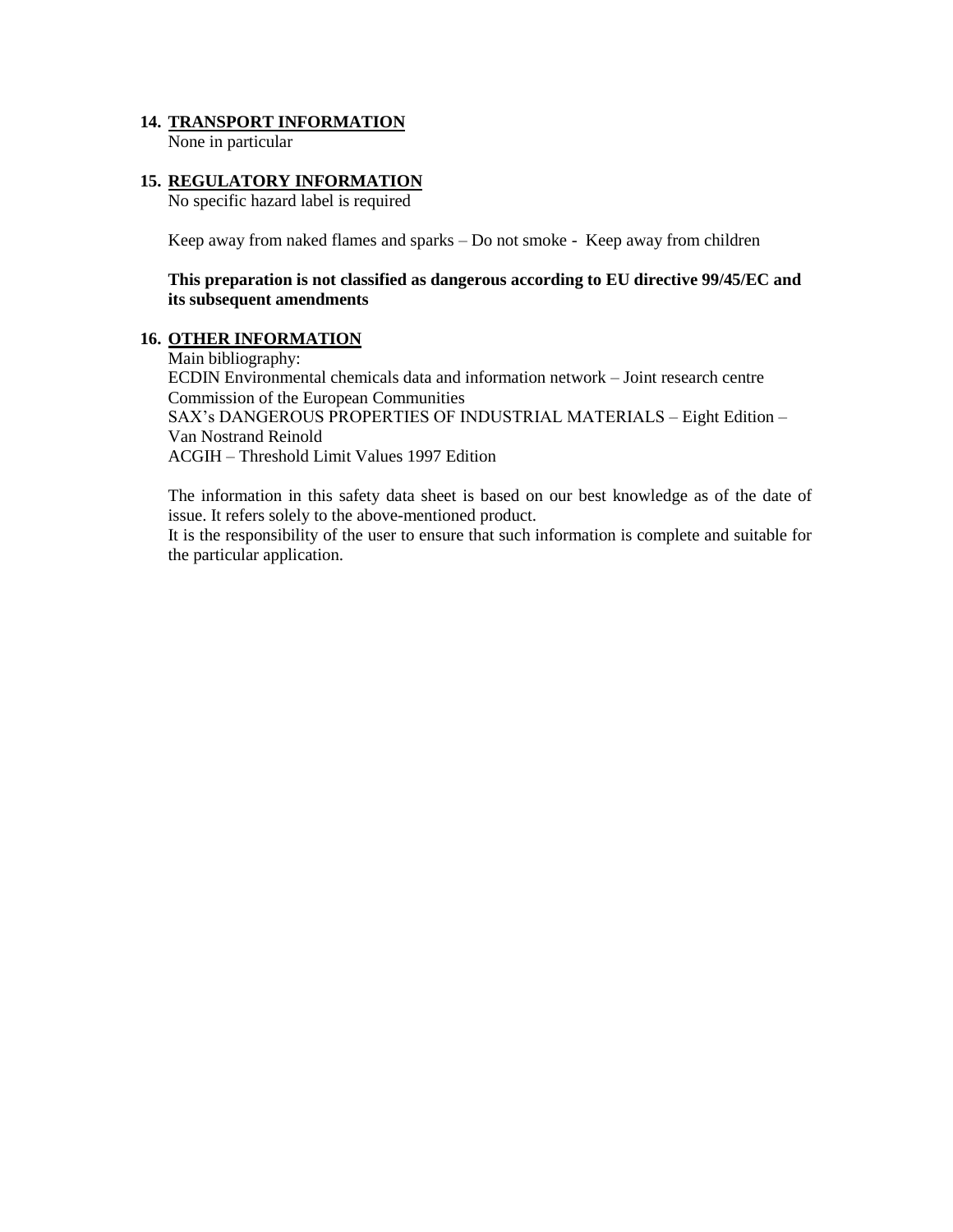## 14. TRANSPORT INFORMATION

None in particular

## 15. REGULATORY INFORMATION

No specific hazard label is required

Keep away from naked flames and sparks – Do not smoke - Keep away from children

**This preparation is not classified as dangerous according to EU directive 99/45/EC and its subsequent amendments**

## 16. OTHER INFORMATION

Main bibliography:
ECDIN Environmental chemicals data and information network – Joint research centre Commission of the European Communities
SAX's DANGEROUS PROPERTIES OF INDUSTRIAL MATERIALS – Eight Edition – Van Nostrand Reinold
ACGIH – Threshold Limit Values 1997 Edition

The information in this safety data sheet is based on our best knowledge as of the date of issue. It refers solely to the above-mentioned product.
It is the responsibility of the user to ensure that such information is complete and suitable for the particular application.